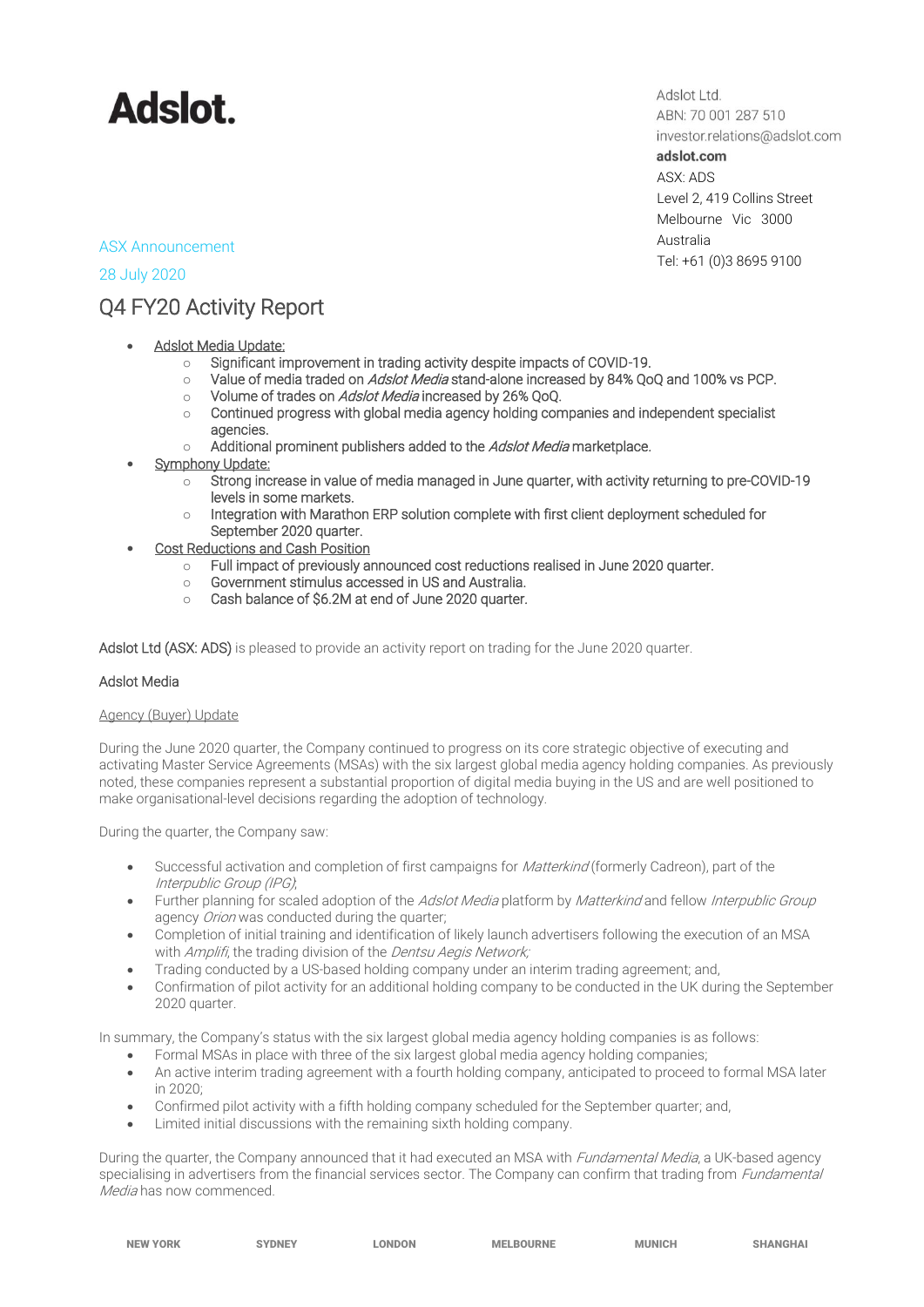# Adslot.

Adslot Ltd.
ABN: 70 001 287 510
investor.relations@adslot.com
**adslot.com**
ASX: ADS
Level 2, 419 Collins Street
Melbourne Vic 3000
Australia
Tel: +61 (0)3 8695 9100

ASX Announcement

28 July 2020

## Q4 FY20 Activity Report

- Adslot Media Update:
  - Significant improvement in trading activity despite impacts of COVID-19.
  - Value of media traded on *Adslot Media* stand-alone increased by 84% QoQ and 100% vs PCP.
  - Volume of trades on *Adslot Media* increased by 26% QoQ.
  - Continued progress with global media agency holding companies and independent specialist agencies.
  - Additional prominent publishers added to the *Adslot Media* marketplace.
- Symphony Update:
  - Strong increase in value of media managed in June quarter, with activity returning to pre-COVID-19 levels in some markets.
  - Integration with Marathon ERP solution complete with first client deployment scheduled for September 2020 quarter.
- Cost Reductions and Cash Position
  - Full impact of previously announced cost reductions realised in June 2020 quarter.
  - Government stimulus accessed in US and Australia.
  - Cash balance of $6.2M at end of June 2020 quarter.

Adslot Ltd (ASX: ADS) is pleased to provide an activity report on trading for the June 2020 quarter.

### Adslot Media

Agency (Buyer) Update

During the June 2020 quarter, the Company continued to progress on its core strategic objective of executing and activating Master Service Agreements (MSAs) with the six largest global media agency holding companies. As previously noted, these companies represent a substantial proportion of digital media buying in the US and are well positioned to make organisational-level decisions regarding the adoption of technology.

During the quarter, the Company saw:

- Successful activation and completion of first campaigns for *Matterkind* (formerly Cadreon), part of the *Interpublic Group (IPG)*;
- Further planning for scaled adoption of the *Adslot Media* platform by *Matterkind* and fellow *Interpublic Group* agency *Orion* was conducted during the quarter;
- Completion of initial training and identification of likely launch advertisers following the execution of an MSA with *Amplifi*, the trading division of the *Dentsu Aegis Network;*
- Trading conducted by a US-based holding company under an interim trading agreement; and,
- Confirmation of pilot activity for an additional holding company to be conducted in the UK during the September 2020 quarter.

In summary, the Company's status with the six largest global media agency holding companies is as follows:

- Formal MSAs in place with three of the six largest global media agency holding companies;
- An active interim trading agreement with a fourth holding company, anticipated to proceed to formal MSA later in 2020;
- Confirmed pilot activity with a fifth holding company scheduled for the September quarter; and,
- Limited initial discussions with the remaining sixth holding company.

During the quarter, the Company announced that it had executed an MSA with *Fundamental Media*, a UK-based agency specialising in advertisers from the financial services sector. The Company can confirm that trading from *Fundamental Media* has now commenced.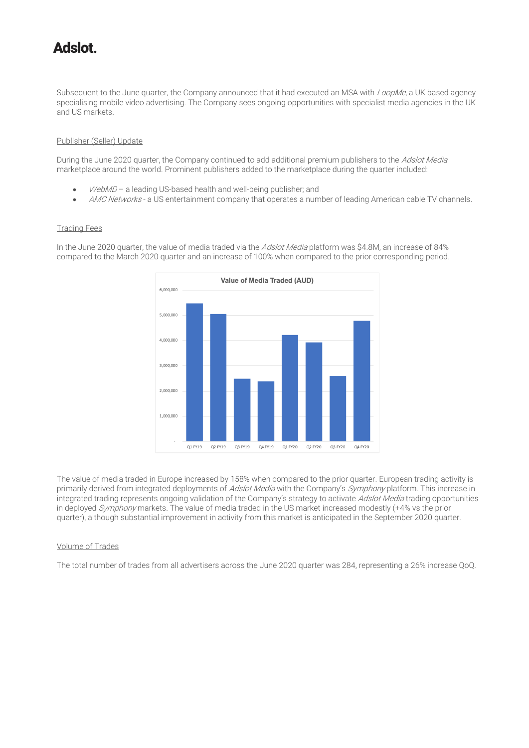Subsequent to the June quarter, the Company announced that it had executed an MSA with *LoopMe*, a UK based agency specialising mobile video advertising. The Company sees ongoing opportunities with specialist media agencies in the UK and US markets.

## Publisher (Seller) Update

During the June 2020 quarter, the Company continued to add additional premium publishers to the *Adslot Media* marketplace around the world. Prominent publishers added to the marketplace during the quarter included:

- *WebMD* – a leading US-based health and well-being publisher; and
- *AMC Networks* - a US entertainment company that operates a number of leading American cable TV channels.

## Trading Fees

In the June 2020 quarter, the value of media traded via the *Adslot Media* platform was $4.8M, an increase of 84% compared to the March 2020 quarter and an increase of 100% when compared to the prior corresponding period.

The value of media traded in Europe increased by 158% when compared to the prior quarter. European trading activity is primarily derived from integrated deployments of *Adslot Media* with the Company's *Symphony* platform. This increase in integrated trading represents ongoing validation of the Company's strategy to activate *Adslot Media* trading opportunities in deployed *Symphony* markets. The value of media traded in the US market increased modestly (+4% vs the prior quarter), although substantial improvement in activity from this market is anticipated in the September 2020 quarter.

## Volume of Trades

The total number of trades from all advertisers across the June 2020 quarter was 284, representing a 26% increase QoQ.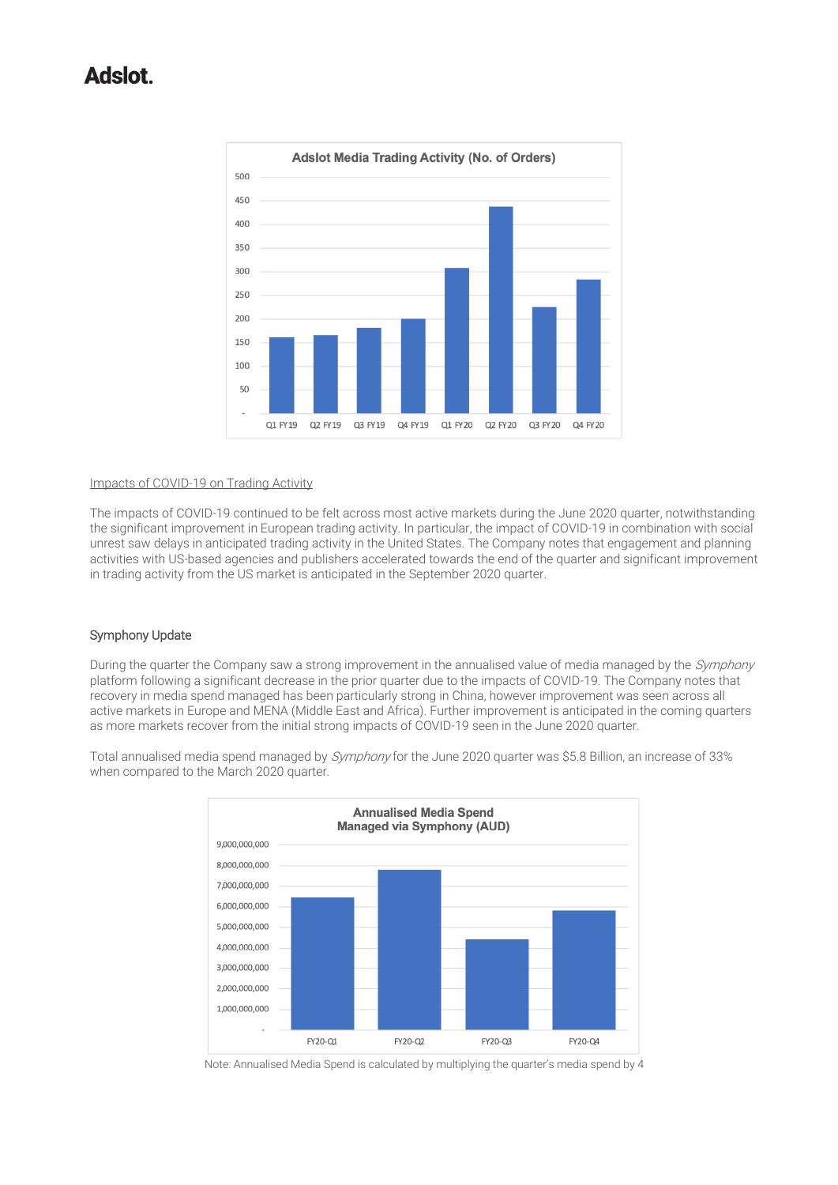Adslot.

Adslot Media Trading Activity (No. of Orders)

Impacts of COVID-19 on Trading Activity

The impacts of COVID-19 continued to be felt across most active markets during the June 2020 quarter, notwithstanding the significant improvement in European trading activity. In particular, the impact of COVID-19 in combination with social unrest saw delays in anticipated trading activity in the United States. The Company notes that engagement and planning activities with US-based agencies and publishers accelerated towards the end of the quarter and significant improvement in trading activity from the US market is anticipated in the September 2020 quarter.

## Symphony Update

During the quarter the Company saw a strong improvement in the annualised value of media managed by the *Symphony* platform following a significant decrease in the prior quarter due to the impacts of COVID-19. The Company notes that recovery in media spend managed has been particularly strong in China, however improvement was seen across all active markets in Europe and MENA (Middle East and Africa). Further improvement is anticipated in the coming quarters as more markets recover from the initial strong impacts of COVID-19 seen in the June 2020 quarter.

Total annualised media spend managed by *Symphony* for the June 2020 quarter was $5.8 Billion, an increase of 33% when compared to the March 2020 quarter.

Annualised Media Spend Managed via Symphony (AUD)

Note: Annualised Media Spend is calculated by multiplying the quarter's media spend by 4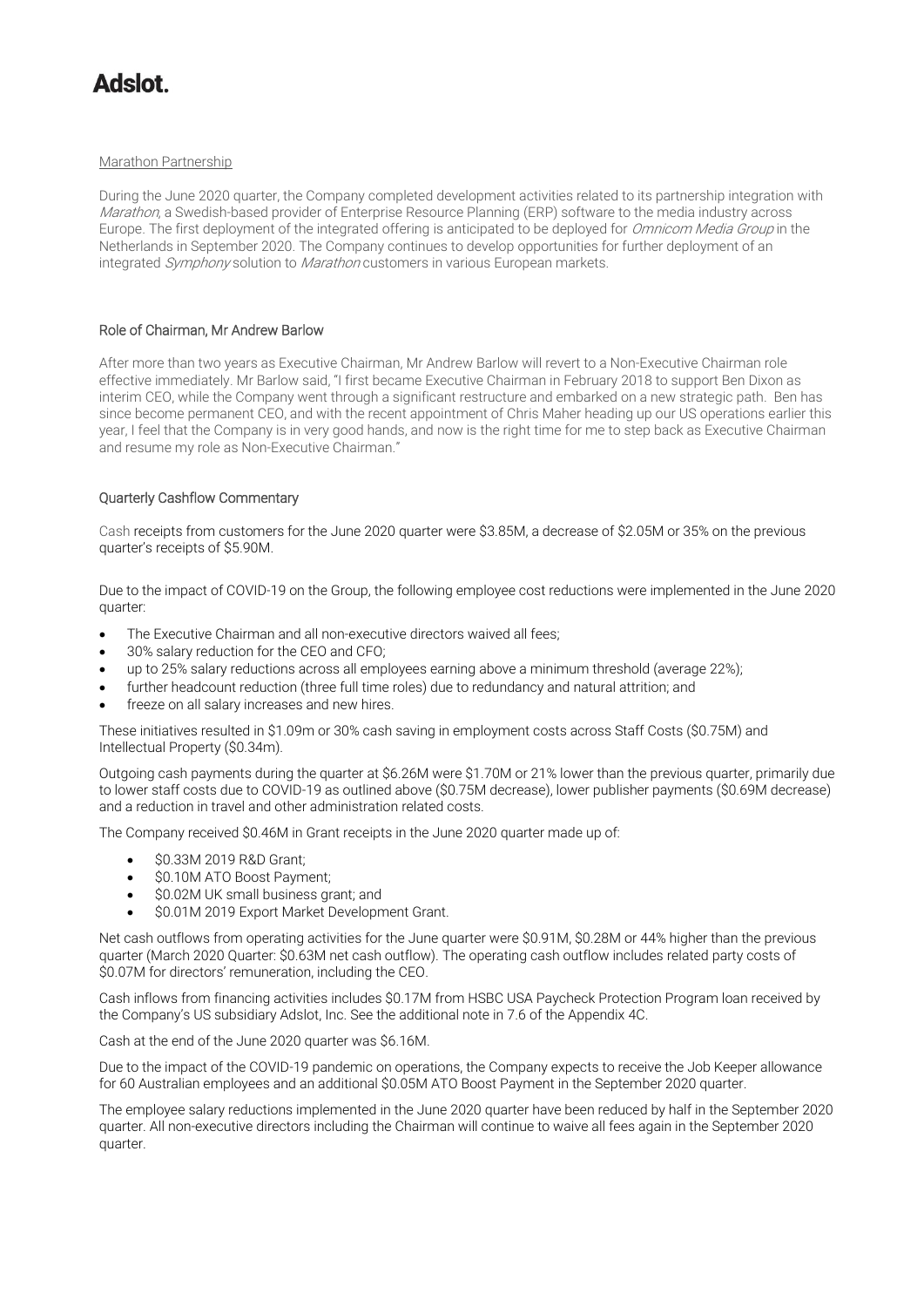Marathon Partnership

During the June 2020 quarter, the Company completed development activities related to its partnership integration with *Marathon*, a Swedish-based provider of Enterprise Resource Planning (ERP) software to the media industry across Europe. The first deployment of the integrated offering is anticipated to be deployed for *Omnicom Media Group* in the Netherlands in September 2020. The Company continues to develop opportunities for further deployment of an integrated *Symphony* solution to *Marathon* customers in various European markets.

## Role of Chairman, Mr Andrew Barlow

After more than two years as Executive Chairman, Mr Andrew Barlow will revert to a Non-Executive Chairman role effective immediately. Mr Barlow said, "I first became Executive Chairman in February 2018 to support Ben Dixon as interim CEO, while the Company went through a significant restructure and embarked on a new strategic path. Ben has since become permanent CEO, and with the recent appointment of Chris Maher heading up our US operations earlier this year, I feel that the Company is in very good hands, and now is the right time for me to step back as Executive Chairman and resume my role as Non-Executive Chairman."

## Quarterly Cashflow Commentary

Cash receipts from customers for the June 2020 quarter were $3.85M, a decrease of $2.05M or 35% on the previous quarter's receipts of $5.90M.

Due to the impact of COVID-19 on the Group, the following employee cost reductions were implemented in the June 2020 quarter:

- The Executive Chairman and all non-executive directors waived all fees;
- 30% salary reduction for the CEO and CFO;
- up to 25% salary reductions across all employees earning above a minimum threshold (average 22%);
- further headcount reduction (three full time roles) due to redundancy and natural attrition; and
- freeze on all salary increases and new hires.

These initiatives resulted in $1.09m or 30% cash saving in employment costs across Staff Costs ($0.75M) and Intellectual Property ($0.34m).

Outgoing cash payments during the quarter at $6.26M were $1.70M or 21% lower than the previous quarter, primarily due to lower staff costs due to COVID-19 as outlined above ($0.75M decrease), lower publisher payments ($0.69M decrease) and a reduction in travel and other administration related costs.

The Company received $0.46M in Grant receipts in the June 2020 quarter made up of:

- $0.33M 2019 R&D Grant;
- $0.10M ATO Boost Payment;
- $0.02M UK small business grant; and
- $0.01M 2019 Export Market Development Grant.

Net cash outflows from operating activities for the June quarter were $0.91M, $0.28M or 44% higher than the previous quarter (March 2020 Quarter: $0.63M net cash outflow). The operating cash outflow includes related party costs of $0.07M for directors' remuneration, including the CEO.

Cash inflows from financing activities includes $0.17M from HSBC USA Paycheck Protection Program loan received by the Company's US subsidiary Adslot, Inc. See the additional note in 7.6 of the Appendix 4C.

Cash at the end of the June 2020 quarter was $6.16M.

Due to the impact of the COVID-19 pandemic on operations, the Company expects to receive the Job Keeper allowance for 60 Australian employees and an additional $0.05M ATO Boost Payment in the September 2020 quarter.

The employee salary reductions implemented in the June 2020 quarter have been reduced by half in the September 2020 quarter. All non-executive directors including the Chairman will continue to waive all fees again in the September 2020 quarter.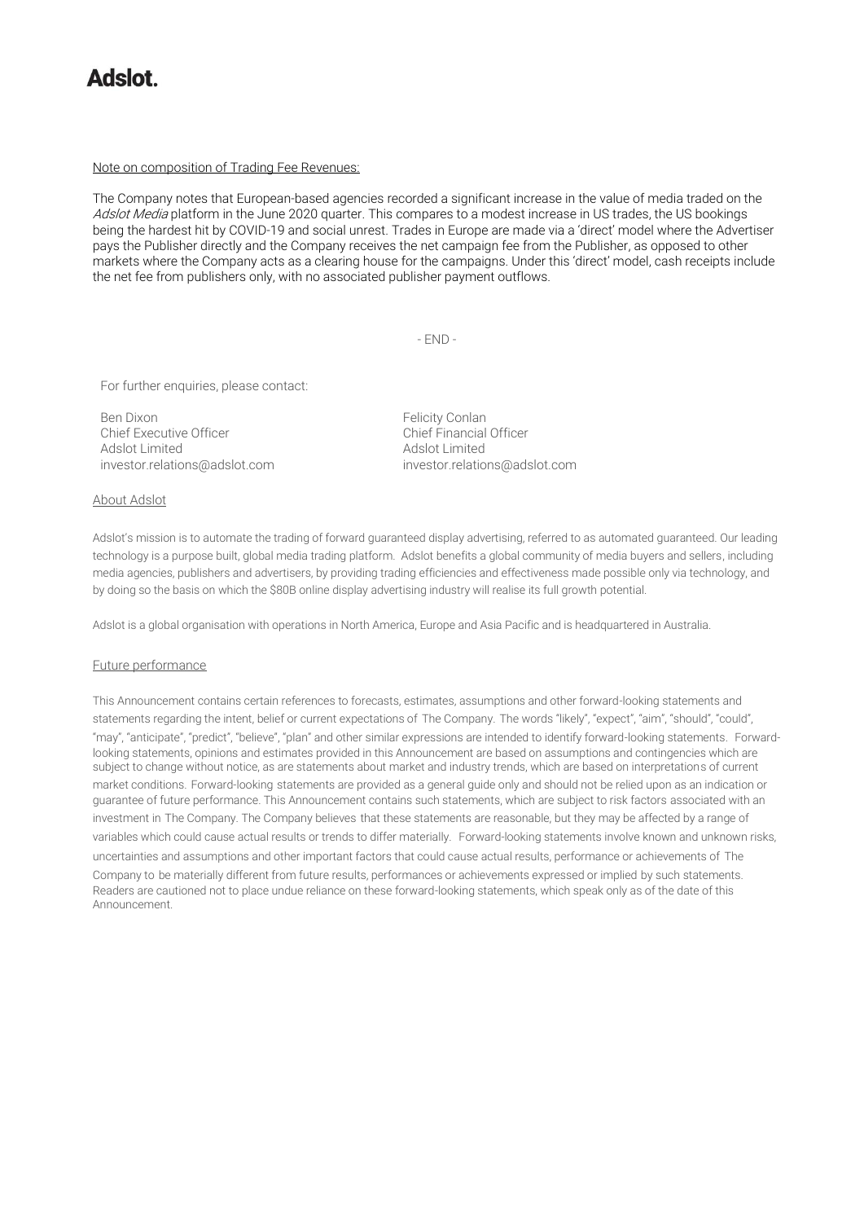Note on composition of Trading Fee Revenues:

The Company notes that European-based agencies recorded a significant increase in the value of media traded on the *Adslot Media* platform in the June 2020 quarter. This compares to a modest increase in US trades, the US bookings being the hardest hit by COVID-19 and social unrest. Trades in Europe are made via a 'direct' model where the Advertiser pays the Publisher directly and the Company receives the net campaign fee from the Publisher, as opposed to other markets where the Company acts as a clearing house for the campaigns. Under this 'direct' model, cash receipts include the net fee from publishers only, with no associated publisher payment outflows.

- END -

For further enquiries, please contact:

Ben Dixon
Chief Executive Officer
Adslot Limited
investor.relations@adslot.com

Felicity Conlan
Chief Financial Officer
Adslot Limited
investor.relations@adslot.com

About Adslot

Adslot's mission is to automate the trading of forward guaranteed display advertising, referred to as automated guaranteed. Our leading technology is a purpose built, global media trading platform. Adslot benefits a global community of media buyers and sellers, including media agencies, publishers and advertisers, by providing trading efficiencies and effectiveness made possible only via technology, and by doing so the basis on which the $80B online display advertising industry will realise its full growth potential.

Adslot is a global organisation with operations in North America, Europe and Asia Pacific and is headquartered in Australia.

Future performance

This Announcement contains certain references to forecasts, estimates, assumptions and other forward-looking statements and statements regarding the intent, belief or current expectations of The Company. The words "likely", "expect", "aim", "should", "could", "may", "anticipate", "predict", "believe", "plan" and other similar expressions are intended to identify forward-looking statements. Forward-looking statements, opinions and estimates provided in this Announcement are based on assumptions and contingencies which are subject to change without notice, as are statements about market and industry trends, which are based on interpretations of current market conditions. Forward-looking statements are provided as a general guide only and should not be relied upon as an indication or guarantee of future performance. This Announcement contains such statements, which are subject to risk factors associated with an investment in The Company. The Company believes that these statements are reasonable, but they may be affected by a range of variables which could cause actual results or trends to differ materially. Forward-looking statements involve known and unknown risks, uncertainties and assumptions and other important factors that could cause actual results, performance or achievements of The Company to be materially different from future results, performances or achievements expressed or implied by such statements. Readers are cautioned not to place undue reliance on these forward-looking statements, which speak only as of the date of this Announcement.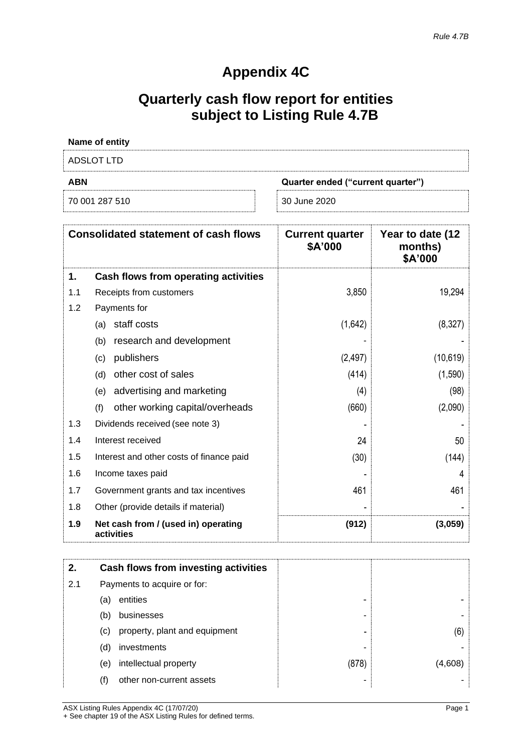*Rule 4.7B*

# Appendix 4C

## Quarterly cash flow report for entities subject to Listing Rule 4.7B

| Name of entity | |
|---|---|
| ADSLOT LTD | |

| ABN | Quarter ended ("current quarter") |
|---|---|
| 70 001 287 510 | 30 June 2020 |

| | **Consolidated statement of cash flows** | **Current quarter $A'000** | **Year to date (12 months) $A'000** |
|---|---|---|---|
| **1.** | **Cash flows from operating activities** | | |
| 1.1 | Receipts from customers | 3,850 | 19,294 |
| 1.2 | Payments for | | |
| | (a) staff costs | (1,642) | (8,327) |
| | (b) research and development | - | - |
| | (c) publishers | (2,497) | (10,619) |
| | (d) other cost of sales | (414) | (1,590) |
| | (e) advertising and marketing | (4) | (98) |
| | (f) other working capital/overheads | (660) | (2,090) |
| 1.3 | Dividends received (see note 3) | - | - |
| 1.4 | Interest received | 24 | 50 |
| 1.5 | Interest and other costs of finance paid | (30) | (144) |
| 1.6 | Income taxes paid | - | 4 |
| 1.7 | Government grants and tax incentives | 461 | 461 |
| 1.8 | Other (provide details if material) | - | - |
| **1.9** | **Net cash from / (used in) operating activities** | **(912)** | **(3,059)** |

| | | | |
|---|---|---|---|
| **2.** | **Cash flows from investing activities** | | |
| 2.1 | Payments to acquire or for: | | |
| | (a) entities | - | - |
| | (b) businesses | - | - |
| | (c) property, plant and equipment | - | (6) |
| | (d) investments | - | - |
| | (e) intellectual property | (878) | (4,608) |
| | (f) other non-current assets | - | - |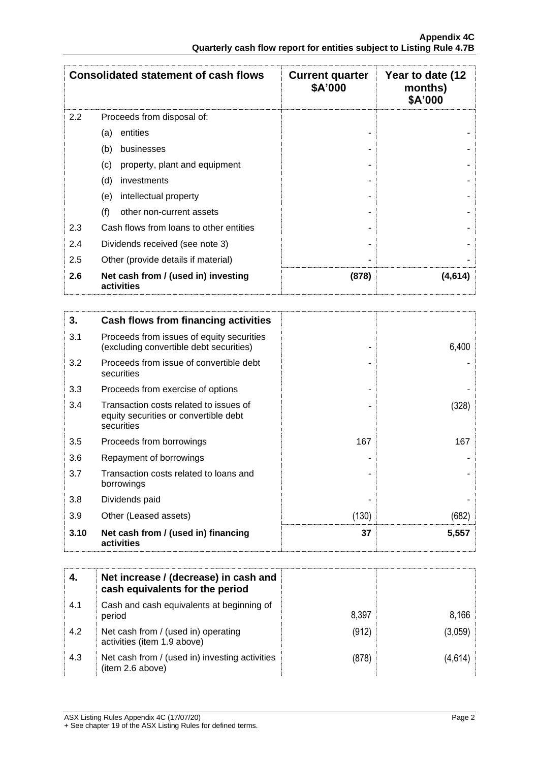| Consolidated statement of cash flows | | Current quarter $A'000 | Year to date (12 months) $A'000 |
|---|---|---|---|
| 2.2 | Proceeds from disposal of: | | |
| | (a) entities | - | - |
| | (b) businesses | - | - |
| | (c) property, plant and equipment | - | - |
| | (d) investments | - | - |
| | (e) intellectual property | - | - |
| | (f) other non-current assets | - | - |
| 2.3 | Cash flows from loans to other entities | - | - |
| 2.4 | Dividends received (see note 3) | - | - |
| 2.5 | Other (provide details if material) | - | - |
| **2.6** | **Net cash from / (used in) investing activities** | **(878)** | **(4,614)** |

| 3. | Cash flows from financing activities | | |
|---|---|---|---|
| 3.1 | Proceeds from issues of equity securities (excluding convertible debt securities) | - | 6,400 |
| 3.2 | Proceeds from issue of convertible debt securities | - | - |
| 3.3 | Proceeds from exercise of options | - | - |
| 3.4 | Transaction costs related to issues of equity securities or convertible debt securities | - | (328) |
| 3.5 | Proceeds from borrowings | 167 | 167 |
| 3.6 | Repayment of borrowings | - | - |
| 3.7 | Transaction costs related to loans and borrowings | - | - |
| 3.8 | Dividends paid | - | - |
| 3.9 | Other (Leased assets) | (130) | (682) |
| **3.10** | **Net cash from / (used in) financing activities** | **37** | **5,557** |

| 4. | Net increase / (decrease) in cash and cash equivalents for the period | | |
|---|---|---|---|
| 4.1 | Cash and cash equivalents at beginning of period | 8,397 | 8,166 |
| 4.2 | Net cash from / (used in) operating activities (item 1.9 above) | (912) | (3,059) |
| 4.3 | Net cash from / (used in) investing activities (item 2.6 above) | (878) | (4,614) |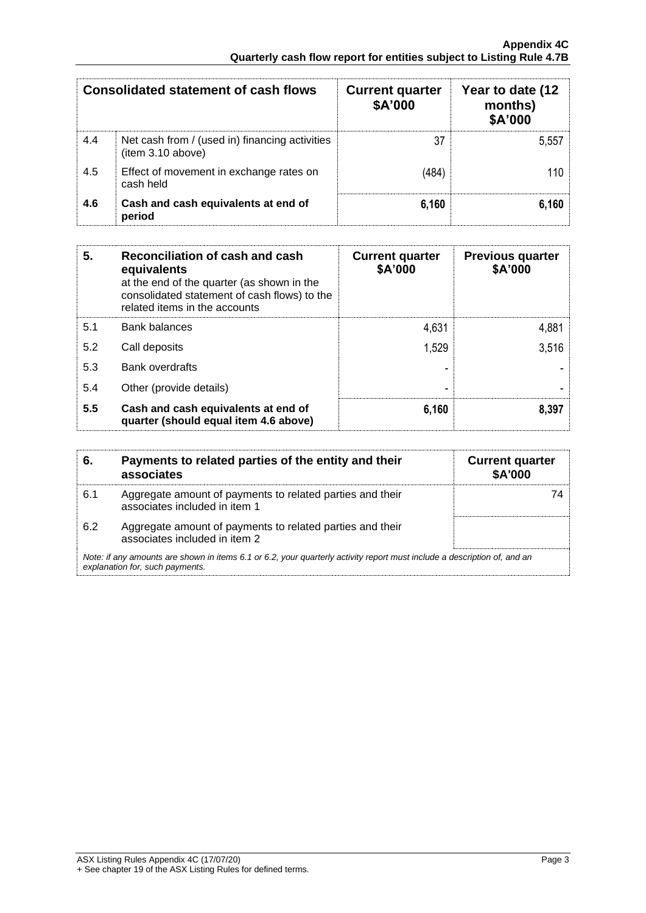| Consolidated statement of cash flows | | Current quarter $A'000 | Year to date (12 months) $A'000 |
|---|---|---|---|
| 4.4 | Net cash from / (used in) financing activities (item 3.10 above) | 37 | 5,557 |
| 4.5 | Effect of movement in exchange rates on cash held | (484) | 110 |
| **4.6** | **Cash and cash equivalents at end of period** | **6,160** | **6,160** |

| **5.** | **Reconciliation of cash and cash equivalents** at the end of the quarter (as shown in the consolidated statement of cash flows) to the related items in the accounts | **Current quarter $A'000** | **Previous quarter $A'000** |
|---|---|---|---|
| 5.1 | Bank balances | 4,631 | 4,881 |
| 5.2 | Call deposits | 1,529 | 3,516 |
| 5.3 | Bank overdrafts | - | - |
| 5.4 | Other (provide details) | - | - |
| **5.5** | **Cash and cash equivalents at end of quarter (should equal item 4.6 above)** | **6,160** | **8,397** |

| **6.** | **Payments to related parties of the entity and their associates** | **Current quarter $A'000** |
|---|---|---|
| 6.1 | Aggregate amount of payments to related parties and their associates included in item 1 | 74 |
| 6.2 | Aggregate amount of payments to related parties and their associates included in item 2 | |

*Note: if any amounts are shown in items 6.1 or 6.2, your quarterly activity report must include a description of, and an explanation for, such payments.*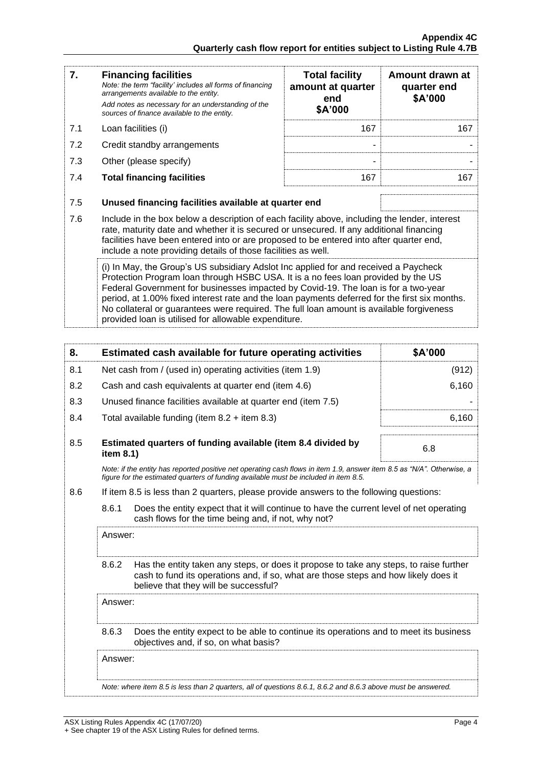| 7. | **Financing facilities** *Note: the term "facility' includes all forms of financing arrangements available to the entity.* *Add notes as necessary for an understanding of the sources of finance available to the entity.* | **Total facility amount at quarter end $A'000** | **Amount drawn at quarter end $A'000** |
|---|---|---|---|
| 7.1 | Loan facilities (i) | 167 | 167 |
| 7.2 | Credit standby arrangements | - | - |
| 7.3 | Other (please specify) | - | - |
| 7.4 | **Total financing facilities** | 167 | 167 |
| 7.5 | **Unused financing facilities available at quarter end** | | |

7.6 Include in the box below a description of each facility above, including the lender, interest rate, maturity date and whether it is secured or unsecured. If any additional financing facilities have been entered into or are proposed to be entered into after quarter end, include a note providing details of those facilities as well.

(i) In May, the Group's US subsidiary Adslot Inc applied for and received a Paycheck Protection Program loan through HSBC USA. It is a no fees loan provided by the US Federal Government for businesses impacted by Covid-19. The loan is for a two-year period, at 1.00% fixed interest rate and the loan payments deferred for the first six months. No collateral or guarantees were required. The full loan amount is available forgiveness provided loan is utilised for allowable expenditure.

| 8. | **Estimated cash available for future operating activities** | **$A'000** |
|---|---|---|
| 8.1 | Net cash from / (used in) operating activities (item 1.9) | (912) |
| 8.2 | Cash and cash equivalents at quarter end (item 4.6) | 6,160 |
| 8.3 | Unused finance facilities available at quarter end (item 7.5) | - |
| 8.4 | Total available funding (item 8.2 + item 8.3) | 6,160 |
| 8.5 | **Estimated quarters of funding available (item 8.4 divided by item 8.1)** | 6.8 |

*Note: if the entity has reported positive net operating cash flows in item 1.9, answer item 8.5 as "N/A". Otherwise, a figure for the estimated quarters of funding available must be included in item 8.5.*

8.6 If item 8.5 is less than 2 quarters, please provide answers to the following questions:

8.6.1 Does the entity expect that it will continue to have the current level of net operating cash flows for the time being and, if not, why not?

Answer:

8.6.2 Has the entity taken any steps, or does it propose to take any steps, to raise further cash to fund its operations and, if so, what are those steps and how likely does it believe that they will be successful?

Answer:

8.6.3 Does the entity expect to be able to continue its operations and to meet its business objectives and, if so, on what basis?

Answer:

*Note: where item 8.5 is less than 2 quarters, all of questions 8.6.1, 8.6.2 and 8.6.3 above must be answered.*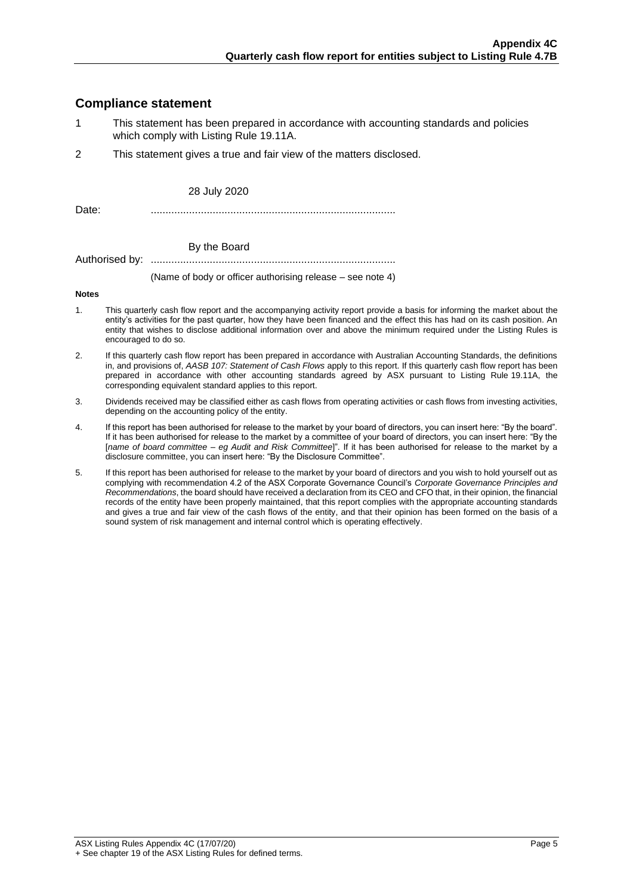## Compliance statement

1. This statement has been prepared in accordance with accounting standards and policies which comply with Listing Rule 19.11A.
2. This statement gives a true and fair view of the matters disclosed.

Date: 28 July 2020

Authorised by: By the Board

(Name of body or officer authorising release – see note 4)

**Notes**

1. This quarterly cash flow report and the accompanying activity report provide a basis for informing the market about the entity's activities for the past quarter, how they have been financed and the effect this has had on its cash position. An entity that wishes to disclose additional information over and above the minimum required under the Listing Rules is encouraged to do so.
2. If this quarterly cash flow report has been prepared in accordance with Australian Accounting Standards, the definitions in, and provisions of, *AASB 107: Statement of Cash Flows* apply to this report. If this quarterly cash flow report has been prepared in accordance with other accounting standards agreed by ASX pursuant to Listing Rule 19.11A, the corresponding equivalent standard applies to this report.
3. Dividends received may be classified either as cash flows from operating activities or cash flows from investing activities, depending on the accounting policy of the entity.
4. If this report has been authorised for release to the market by your board of directors, you can insert here: "By the board". If it has been authorised for release to the market by a committee of your board of directors, you can insert here: "By the [*name of board committee – eg Audit and Risk Committee*]". If it has been authorised for release to the market by a disclosure committee, you can insert here: "By the Disclosure Committee".
5. If this report has been authorised for release to the market by your board of directors and you wish to hold yourself out as complying with recommendation 4.2 of the ASX Corporate Governance Council's *Corporate Governance Principles and Recommendations*, the board should have received a declaration from its CEO and CFO that, in their opinion, the financial records of the entity have been properly maintained, that this report complies with the appropriate accounting standards and gives a true and fair view of the cash flows of the entity, and that their opinion has been formed on the basis of a sound system of risk management and internal control which is operating effectively.